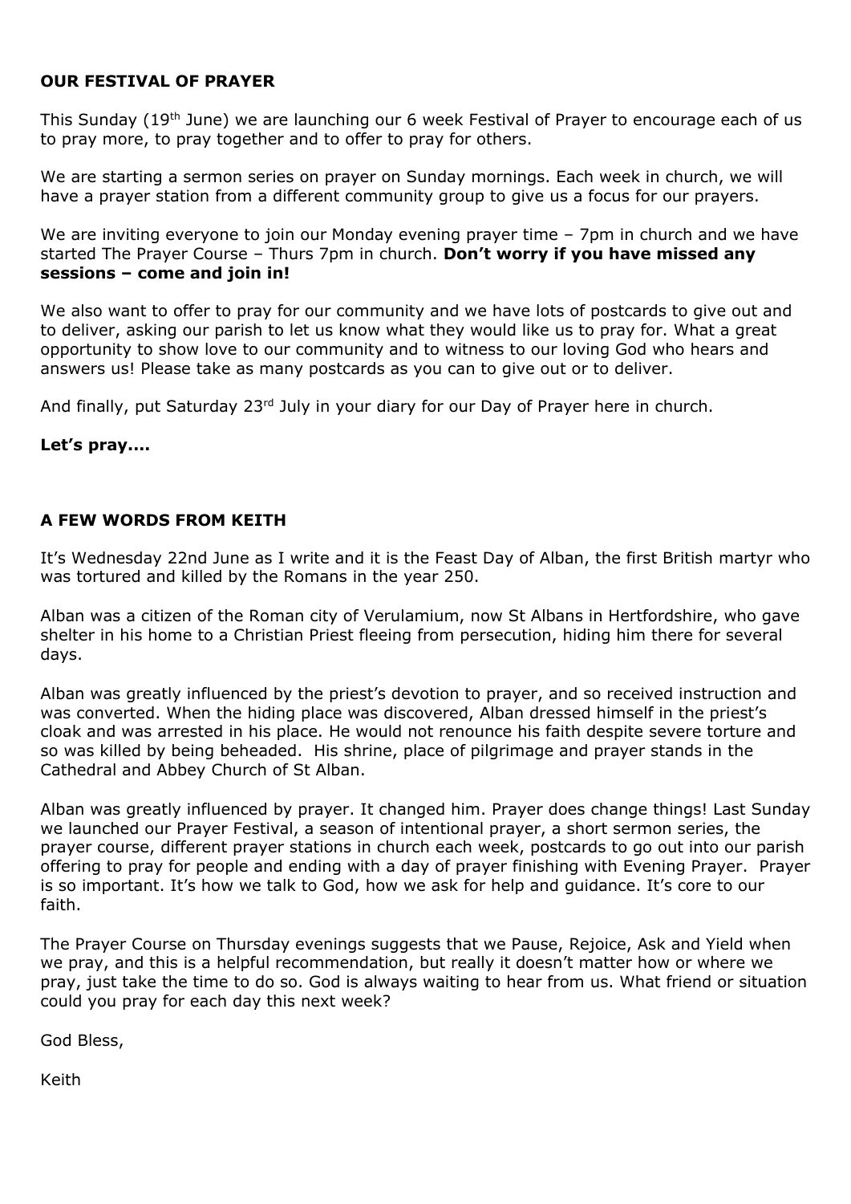## OUR FESTIVAL OF PRAYER

This Sunday (19th June) we are launching our 6 week Festival of Prayer to encourage each of us to pray more, to pray together and to offer to pray for others.

We are starting a sermon series on prayer on Sunday mornings. Each week in church, we will have a prayer station from a different community group to give us a focus for our prayers.

We are inviting everyone to join our Monday evening prayer time – 7pm in church and we have started The Prayer Course – Thurs 7pm in church. **Don't worry if you have missed any sessions – come and join in!**

We also want to offer to pray for our community and we have lots of postcards to give out and to deliver, asking our parish to let us know what they would like us to pray for. What a great opportunity to show love to our community and to witness to our loving God who hears and answers us! Please take as many postcards as you can to give out or to deliver.

And finally, put Saturday 23rd July in your diary for our Day of Prayer here in church.

**Let's pray....**

## A FEW WORDS FROM KEITH

It's Wednesday 22nd June as I write and it is the Feast Day of Alban, the first British martyr who was tortured and killed by the Romans in the year 250.

Alban was a citizen of the Roman city of Verulamium, now St Albans in Hertfordshire, who gave shelter in his home to a Christian Priest fleeing from persecution, hiding him there for several days.

Alban was greatly influenced by the priest's devotion to prayer, and so received instruction and was converted. When the hiding place was discovered, Alban dressed himself in the priest's cloak and was arrested in his place. He would not renounce his faith despite severe torture and so was killed by being beheaded. His shrine, place of pilgrimage and prayer stands in the Cathedral and Abbey Church of St Alban.

Alban was greatly influenced by prayer. It changed him. Prayer does change things! Last Sunday we launched our Prayer Festival, a season of intentional prayer, a short sermon series, the prayer course, different prayer stations in church each week, postcards to go out into our parish offering to pray for people and ending with a day of prayer finishing with Evening Prayer. Prayer is so important. It's how we talk to God, how we ask for help and guidance. It's core to our faith.

The Prayer Course on Thursday evenings suggests that we Pause, Rejoice, Ask and Yield when we pray, and this is a helpful recommendation, but really it doesn't matter how or where we pray, just take the time to do so. God is always waiting to hear from us. What friend or situation could you pray for each day this next week?

God Bless,

Keith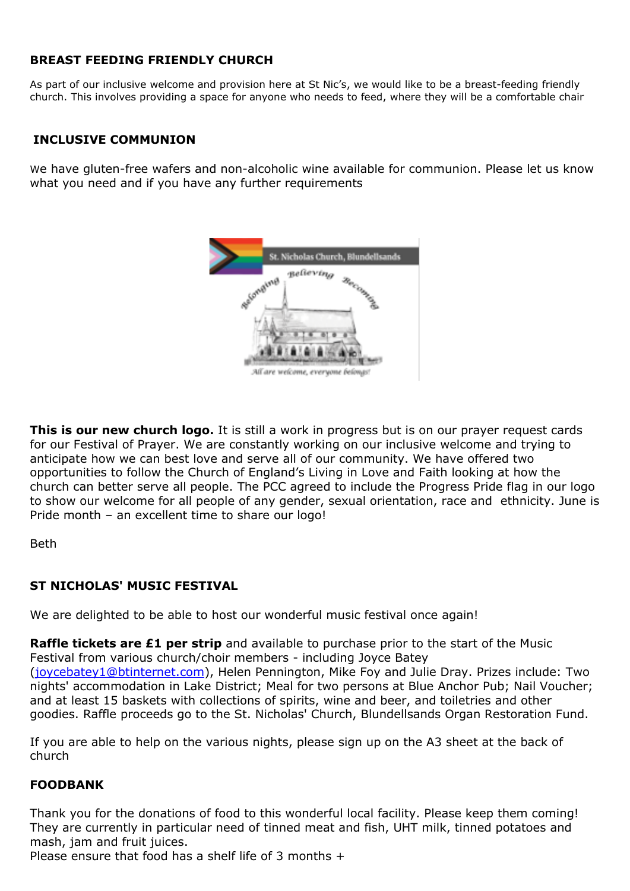**BREAST FEEDING FRIENDLY CHURCH**

As part of our inclusive welcome and provision here at St Nic's, we would like to be a breast-feeding friendly church. This involves providing a space for anyone who needs to feed, where they will be a comfortable chair

**INCLUSIVE COMMUNION**

We have gluten-free wafers and non-alcoholic wine available for communion. Please let us know what you need and if you have any further requirements

**This is our new church logo.** It is still a work in progress but is on our prayer request cards for our Festival of Prayer. We are constantly working on our inclusive welcome and trying to anticipate how we can best love and serve all of our community. We have offered two opportunities to follow the Church of England's Living in Love and Faith looking at how the church can better serve all people. The PCC agreed to include the Progress Pride flag in our logo to show our welcome for all people of any gender, sexual orientation, race and ethnicity. June is Pride month – an excellent time to share our logo!

Beth

**ST NICHOLAS' MUSIC FESTIVAL**

We are delighted to be able to host our wonderful music festival once again!

**Raffle tickets are £1 per strip** and available to purchase prior to the start of the Music Festival from various church/choir members - including Joyce Batey (joycebatey1@btinternet.com), Helen Pennington, Mike Foy and Julie Dray. Prizes include: Two nights' accommodation in Lake District; Meal for two persons at Blue Anchor Pub; Nail Voucher; and at least 15 baskets with collections of spirits, wine and beer, and toiletries and other goodies. Raffle proceeds go to the St. Nicholas' Church, Blundellsands Organ Restoration Fund.

If you are able to help on the various nights, please sign up on the A3 sheet at the back of church

**FOODBANK**

Thank you for the donations of food to this wonderful local facility. Please keep them coming! They are currently in particular need of tinned meat and fish, UHT milk, tinned potatoes and mash, jam and fruit juices.
Please ensure that food has a shelf life of 3 months +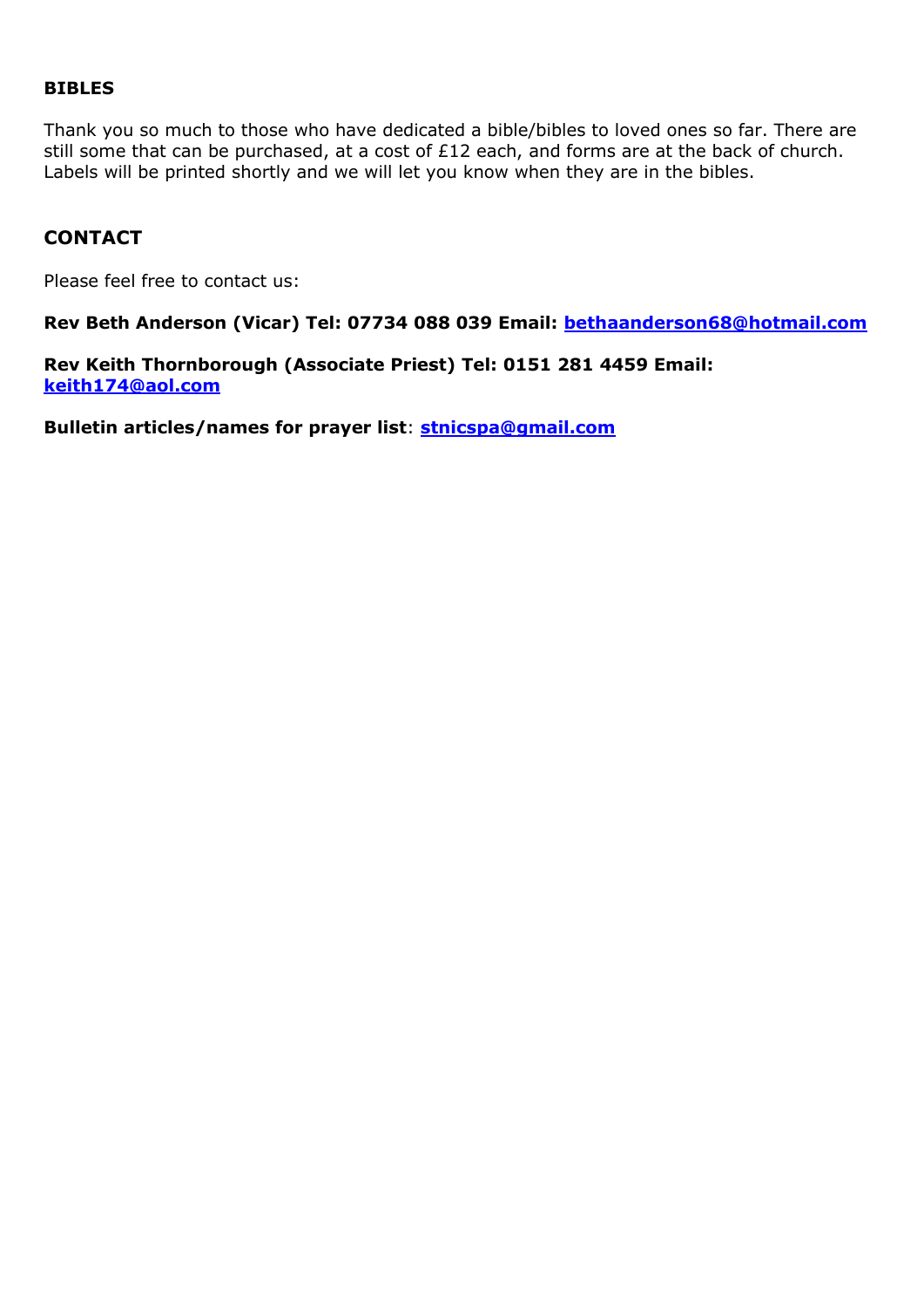**BIBLES**

Thank you so much to those who have dedicated a bible/bibles to loved ones so far. There are still some that can be purchased, at a cost of £12 each, and forms are at the back of church. Labels will be printed shortly and we will let you know when they are in the bibles.

## CONTACT

Please feel free to contact us:

**Rev Beth Anderson (Vicar) Tel: 07734 088 039 Email: bethaanderson68@hotmail.com**

**Rev Keith Thornborough (Associate Priest) Tel: 0151 281 4459 Email: keith174@aol.com**

**Bulletin articles/names for prayer list**: **stnicspa@gmail.com**